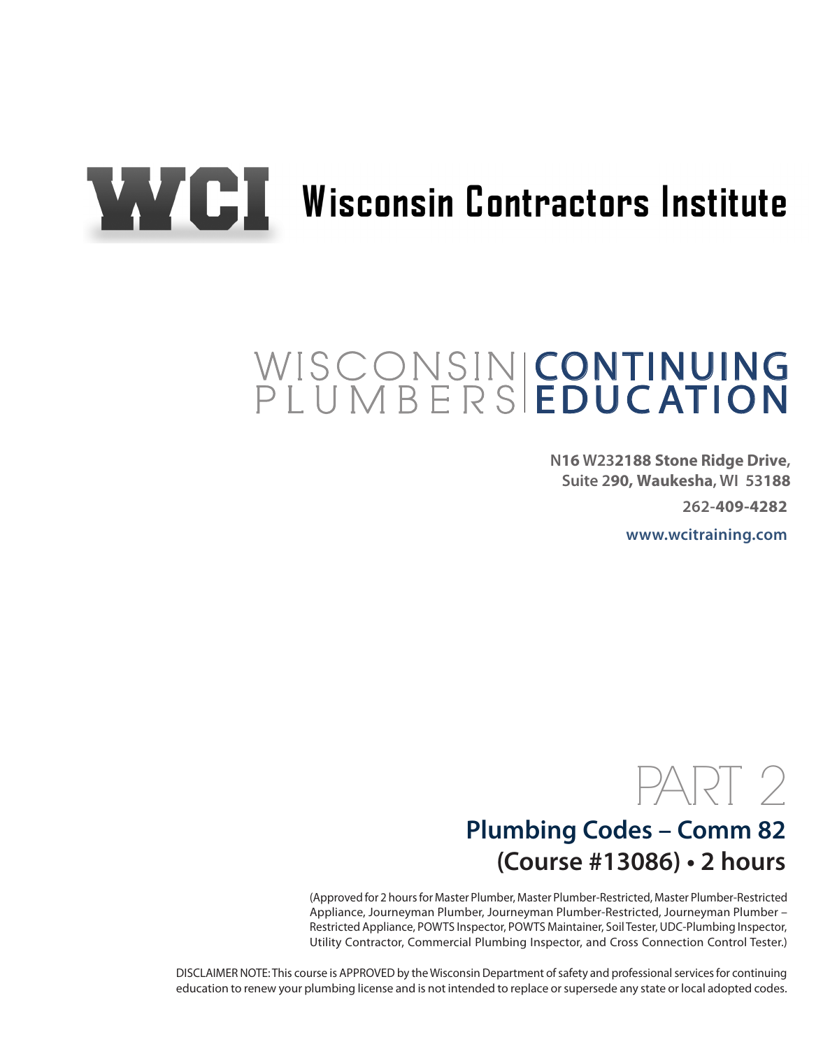# WCI Wisconsin Contractors Institute

## WISCONSIN PLUMBERS CONTINUING EDUCATION

**N16 W232188 Stone Ridge Drive, Suite 290, Waukesha, WI 53188**

**262-409-4282**

**www.wcitraining.com**

# PART 2

## Plumbing Codes – Comm 82
## (Course #13086) • 2 hours

(Approved for 2 hours for Master Plumber, Master Plumber-Restricted, Master Plumber-Restricted Appliance, Journeyman Plumber, Journeyman Plumber-Restricted, Journeyman Plumber – Restricted Appliance, POWTS Inspector, POWTS Maintainer, Soil Tester, UDC-Plumbing Inspector, Utility Contractor, Commercial Plumbing Inspector, and Cross Connection Control Tester.)

DISCLAIMER NOTE: This course is APPROVED by the Wisconsin Department of safety and professional services for continuing education to renew your plumbing license and is not intended to replace or supersede any state or local adopted codes.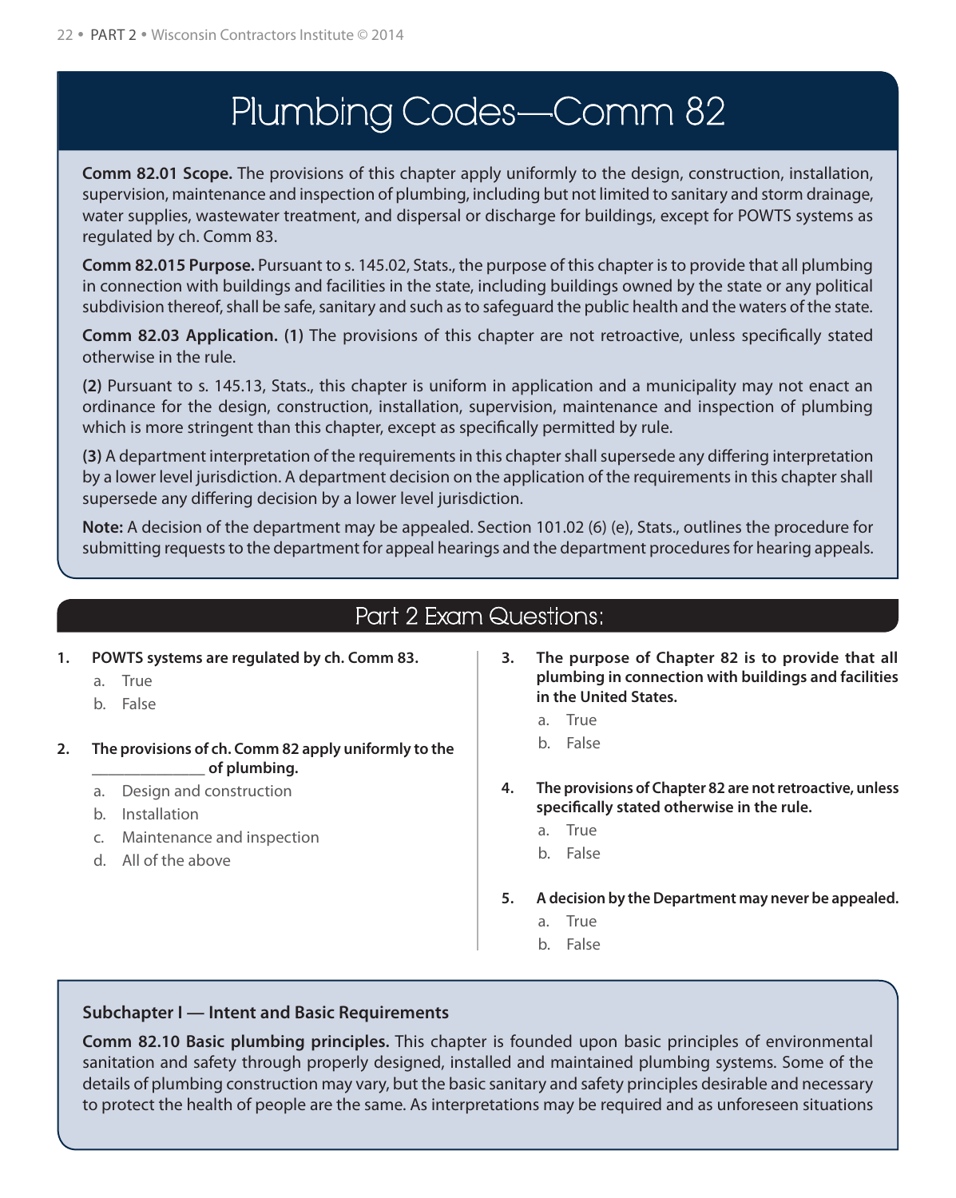# Plumbing Codes—Comm 82

**Comm 82.01 Scope.** The provisions of this chapter apply uniformly to the design, construction, installation, supervision, maintenance and inspection of plumbing, including but not limited to sanitary and storm drainage, water supplies, wastewater treatment, and dispersal or discharge for buildings, except for POWTS systems as regulated by ch. Comm 83.

**Comm 82.015 Purpose.** Pursuant to s. 145.02, Stats., the purpose of this chapter is to provide that all plumbing in connection with buildings and facilities in the state, including buildings owned by the state or any political subdivision thereof, shall be safe, sanitary and such as to safeguard the public health and the waters of the state.

**Comm 82.03 Application. (1)** The provisions of this chapter are not retroactive, unless specifically stated otherwise in the rule.

**(2)** Pursuant to s. 145.13, Stats., this chapter is uniform in application and a municipality may not enact an ordinance for the design, construction, installation, supervision, maintenance and inspection of plumbing which is more stringent than this chapter, except as specifically permitted by rule.

**(3)** A department interpretation of the requirements in this chapter shall supersede any differing interpretation by a lower level jurisdiction. A department decision on the application of the requirements in this chapter shall supersede any differing decision by a lower level jurisdiction.

**Note:** A decision of the department may be appealed. Section 101.02 (6) (e), Stats., outlines the procedure for submitting requests to the department for appeal hearings and the department procedures for hearing appeals.

## Part 2 Exam Questions:

1. **POWTS systems are regulated by ch. Comm 83.**
   a. True
   b. False

2. **The provisions of ch. Comm 82 apply uniformly to the _______________ of plumbing.**
   a. Design and construction
   b. Installation
   c. Maintenance and inspection
   d. All of the above

3. **The purpose of Chapter 82 is to provide that all plumbing in connection with buildings and facilities in the United States.**
   a. True
   b. False

4. **The provisions of Chapter 82 are not retroactive, unless specifically stated otherwise in the rule.**
   a. True
   b. False

5. **A decision by the Department may never be appealed.**
   a. True
   b. False

### Subchapter I — Intent and Basic Requirements

**Comm 82.10 Basic plumbing principles.** This chapter is founded upon basic principles of environmental sanitation and safety through properly designed, installed and maintained plumbing systems. Some of the details of plumbing construction may vary, but the basic sanitary and safety principles desirable and necessary to protect the health of people are the same. As interpretations may be required and as unforeseen situations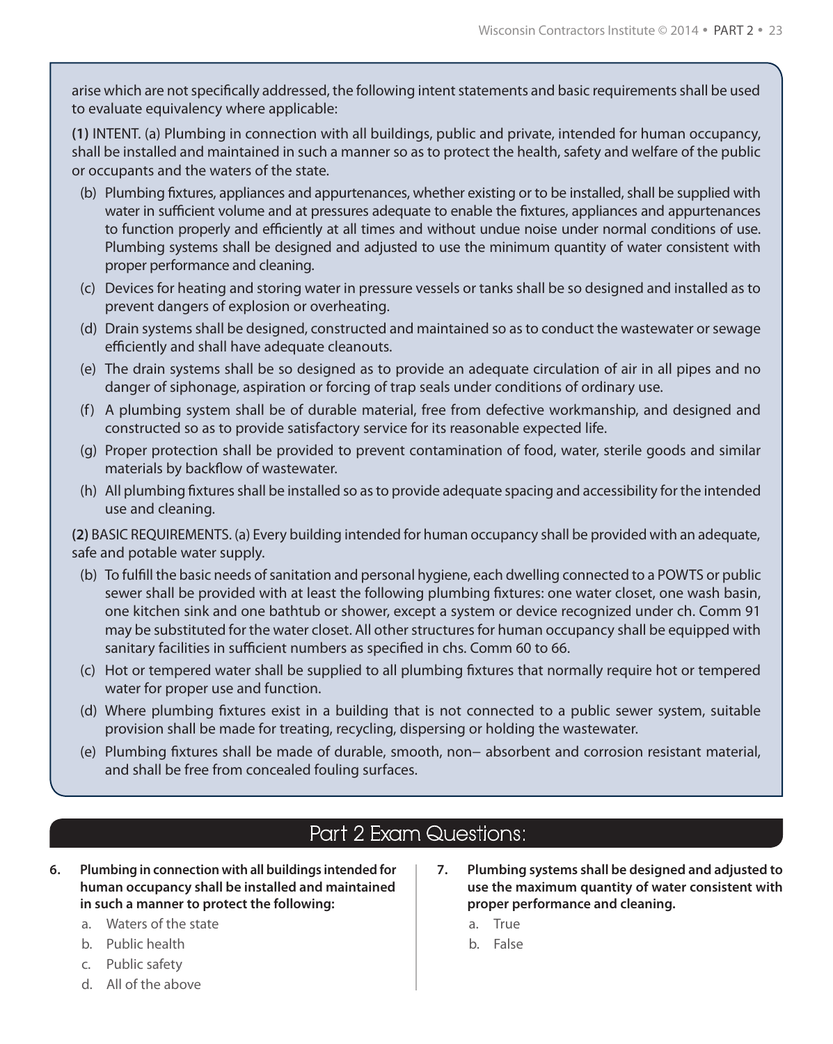arise which are not specifically addressed, the following intent statements and basic requirements shall be used to evaluate equivalency where applicable:

**(1)** INTENT. (a) Plumbing in connection with all buildings, public and private, intended for human occupancy, shall be installed and maintained in such a manner so as to protect the health, safety and welfare of the public or occupants and the waters of the state.

(b) Plumbing fixtures, appliances and appurtenances, whether existing or to be installed, shall be supplied with water in sufficient volume and at pressures adequate to enable the fixtures, appliances and appurtenances to function properly and efficiently at all times and without undue noise under normal conditions of use. Plumbing systems shall be designed and adjusted to use the minimum quantity of water consistent with proper performance and cleaning.

(c) Devices for heating and storing water in pressure vessels or tanks shall be so designed and installed as to prevent dangers of explosion or overheating.

(d) Drain systems shall be designed, constructed and maintained so as to conduct the wastewater or sewage efficiently and shall have adequate cleanouts.

(e) The drain systems shall be so designed as to provide an adequate circulation of air in all pipes and no danger of siphonage, aspiration or forcing of trap seals under conditions of ordinary use.

(f) A plumbing system shall be of durable material, free from defective workmanship, and designed and constructed so as to provide satisfactory service for its reasonable expected life.

(g) Proper protection shall be provided to prevent contamination of food, water, sterile goods and similar materials by backflow of wastewater.

(h) All plumbing fixtures shall be installed so as to provide adequate spacing and accessibility for the intended use and cleaning.

**(2)** BASIC REQUIREMENTS. (a) Every building intended for human occupancy shall be provided with an adequate, safe and potable water supply.

(b) To fulfill the basic needs of sanitation and personal hygiene, each dwelling connected to a POWTS or public sewer shall be provided with at least the following plumbing fixtures: one water closet, one wash basin, one kitchen sink and one bathtub or shower, except a system or device recognized under ch. Comm 91 may be substituted for the water closet. All other structures for human occupancy shall be equipped with sanitary facilities in sufficient numbers as specified in chs. Comm 60 to 66.

(c) Hot or tempered water shall be supplied to all plumbing fixtures that normally require hot or tempered water for proper use and function.

(d) Where plumbing fixtures exist in a building that is not connected to a public sewer system, suitable provision shall be made for treating, recycling, dispersing or holding the wastewater.

(e) Plumbing fixtures shall be made of durable, smooth, non– absorbent and corrosion resistant material, and shall be free from concealed fouling surfaces.

## Part 2 Exam Questions:

**6. Plumbing in connection with all buildings intended for human occupancy shall be installed and maintained in such a manner to protect the following:**

a. Waters of the state
b. Public health
c. Public safety
d. All of the above

**7. Plumbing systems shall be designed and adjusted to use the maximum quantity of water consistent with proper performance and cleaning.**

a. True
b. False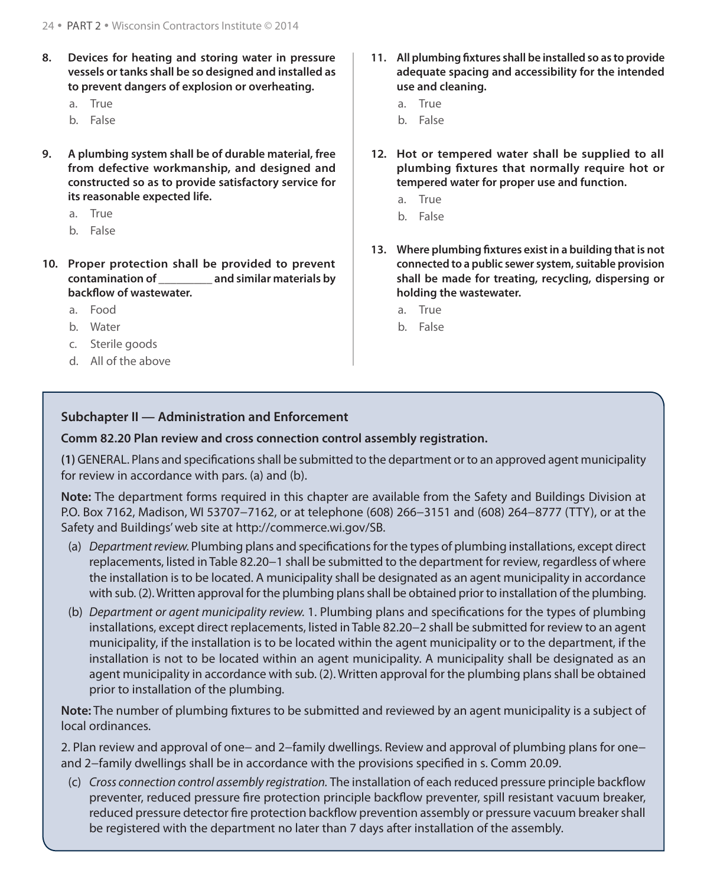**8. Devices for heating and storing water in pressure vessels or tanks shall be so designed and installed as to prevent dangers of explosion or overheating.**

a. True
b. False

**9. A plumbing system shall be of durable material, free from defective workmanship, and designed and constructed so as to provide satisfactory service for its reasonable expected life.**

a. True
b. False

**10. Proper protection shall be provided to prevent contamination of _________ and similar materials by backflow of wastewater.**

a. Food
b. Water
c. Sterile goods
d. All of the above

**11. All plumbing fixtures shall be installed so as to provide adequate spacing and accessibility for the intended use and cleaning.**

a. True
b. False

**12. Hot or tempered water shall be supplied to all plumbing fixtures that normally require hot or tempered water for proper use and function.**

a. True
b. False

**13. Where plumbing fixtures exist in a building that is not connected to a public sewer system, suitable provision shall be made for treating, recycling, dispersing or holding the wastewater.**

a. True
b. False

### Subchapter II — Administration and Enforcement

**Comm 82.20 Plan review and cross connection control assembly registration.**

**(1)** GENERAL. Plans and specifications shall be submitted to the department or to an approved agent municipality for review in accordance with pars. (a) and (b).

**Note:** The department forms required in this chapter are available from the Safety and Buildings Division at P.O. Box 7162, Madison, WI 53707–7162, or at telephone (608) 266–3151 and (608) 264–8777 (TTY), or at the Safety and Buildings' web site at http://commerce.wi.gov/SB.

(a) *Department review.* Plumbing plans and specifications for the types of plumbing installations, except direct replacements, listed in Table 82.20–1 shall be submitted to the department for review, regardless of where the installation is to be located. A municipality shall be designated as an agent municipality in accordance with sub. (2). Written approval for the plumbing plans shall be obtained prior to installation of the plumbing.

(b) *Department or agent municipality review.* 1. Plumbing plans and specifications for the types of plumbing installations, except direct replacements, listed in Table 82.20–2 shall be submitted for review to an agent municipality, if the installation is to be located within the agent municipality or to the department, if the installation is not to be located within an agent municipality. A municipality shall be designated as an agent municipality in accordance with sub. (2). Written approval for the plumbing plans shall be obtained prior to installation of the plumbing.

**Note:** The number of plumbing fixtures to be submitted and reviewed by an agent municipality is a subject of local ordinances.

2. Plan review and approval of one– and 2–family dwellings. Review and approval of plumbing plans for one– and 2–family dwellings shall be in accordance with the provisions specified in s. Comm 20.09.

(c) *Cross connection control assembly registration.* The installation of each reduced pressure principle backflow preventer, reduced pressure fire protection principle backflow preventer, spill resistant vacuum breaker, reduced pressure detector fire protection backflow prevention assembly or pressure vacuum breaker shall be registered with the department no later than 7 days after installation of the assembly.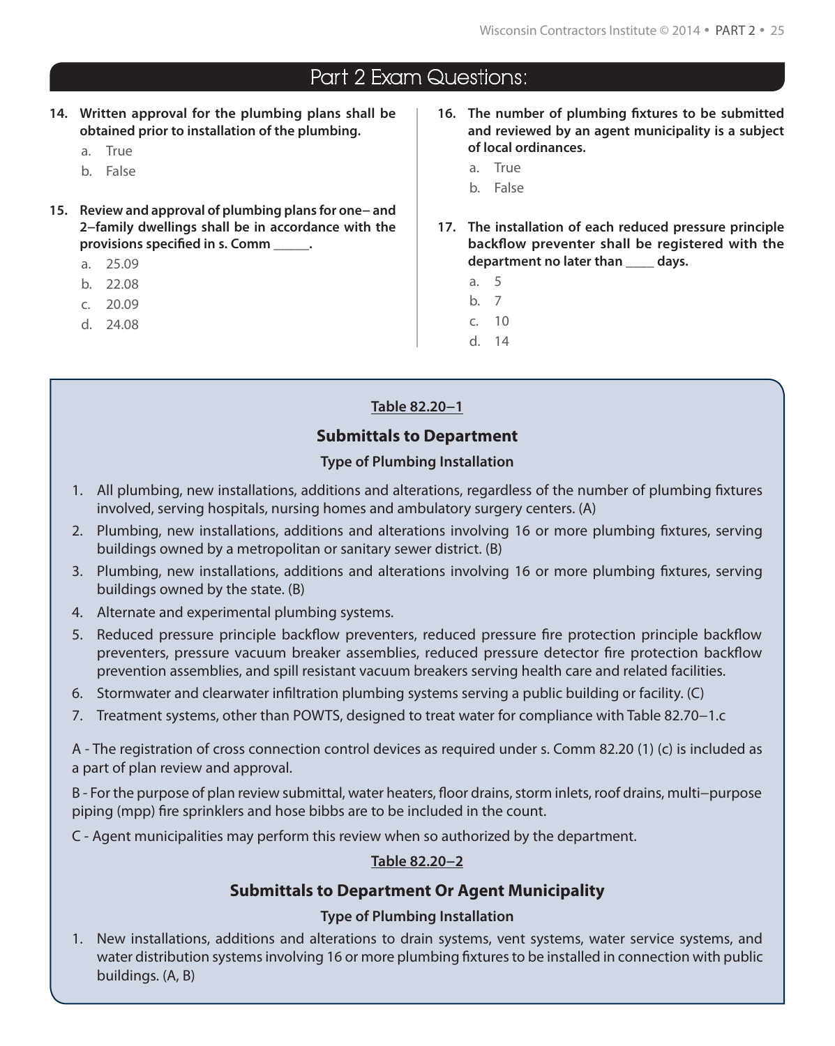## Part 2 Exam Questions:

**14. Written approval for the plumbing plans shall be obtained prior to installation of the plumbing.**

a. True

b. False

**15. Review and approval of plumbing plans for one– and 2–family dwellings shall be in accordance with the provisions specified in s. Comm _____.**

a. 25.09

b. 22.08

c. 20.09

d. 24.08

**16. The number of plumbing fixtures to be submitted and reviewed by an agent municipality is a subject of local ordinances.**

a. True

b. False

**17. The installation of each reduced pressure principle backflow preventer shall be registered with the department no later than ____ days.**

a. 5

b. 7

c. 10

d. 14

**Table 82.20–1**

### Submittals to Department

**Type of Plumbing Installation**

1. All plumbing, new installations, additions and alterations, regardless of the number of plumbing fixtures involved, serving hospitals, nursing homes and ambulatory surgery centers. (A)
2. Plumbing, new installations, additions and alterations involving 16 or more plumbing fixtures, serving buildings owned by a metropolitan or sanitary sewer district. (B)
3. Plumbing, new installations, additions and alterations involving 16 or more plumbing fixtures, serving buildings owned by the state. (B)
4. Alternate and experimental plumbing systems.
5. Reduced pressure principle backflow preventers, reduced pressure fire protection principle backflow preventers, pressure vacuum breaker assemblies, reduced pressure detector fire protection backflow prevention assemblies, and spill resistant vacuum breakers serving health care and related facilities.
6. Stormwater and clearwater infiltration plumbing systems serving a public building or facility. (C)
7. Treatment systems, other than POWTS, designed to treat water for compliance with Table 82.70−1.c

A - The registration of cross connection control devices as required under s. Comm 82.20 (1) (c) is included as a part of plan review and approval.

B - For the purpose of plan review submittal, water heaters, floor drains, storm inlets, roof drains, multi−purpose piping (mpp) fire sprinklers and hose bibbs are to be included in the count.

C - Agent municipalities may perform this review when so authorized by the department.

**Table 82.20–2**

### Submittals to Department Or Agent Municipality

**Type of Plumbing Installation**

1. New installations, additions and alterations to drain systems, vent systems, water service systems, and water distribution systems involving 16 or more plumbing fixtures to be installed in connection with public buildings. (A, B)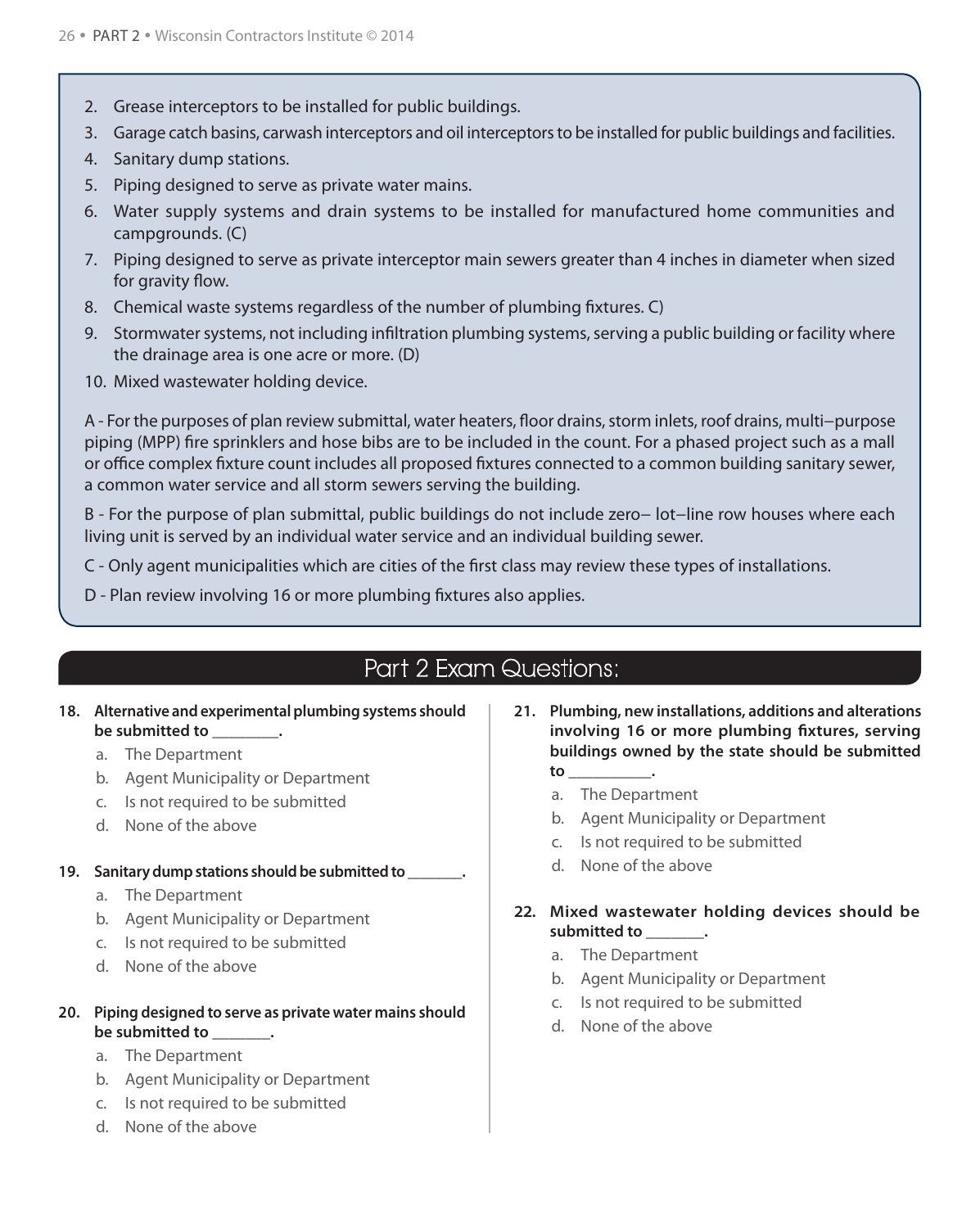2. Grease interceptors to be installed for public buildings.
3. Garage catch basins, carwash interceptors and oil interceptors to be installed for public buildings and facilities.
4. Sanitary dump stations.
5. Piping designed to serve as private water mains.
6. Water supply systems and drain systems to be installed for manufactured home communities and campgrounds. (C)
7. Piping designed to serve as private interceptor main sewers greater than 4 inches in diameter when sized for gravity flow.
8. Chemical waste systems regardless of the number of plumbing fixtures. C)
9. Stormwater systems, not including infiltration plumbing systems, serving a public building or facility where the drainage area is one acre or more. (D)
10. Mixed wastewater holding device.

A - For the purposes of plan review submittal, water heaters, floor drains, storm inlets, roof drains, multi–purpose piping (MPP) fire sprinklers and hose bibs are to be included in the count. For a phased project such as a mall or office complex fixture count includes all proposed fixtures connected to a common building sanitary sewer, a common water service and all storm sewers serving the building.

B - For the purpose of plan submittal, public buildings do not include zero– lot–line row houses where each living unit is served by an individual water service and an individual building sewer.

C - Only agent municipalities which are cities of the first class may review these types of installations.

D - Plan review involving 16 or more plumbing fixtures also applies.

## Part 2 Exam Questions:

**18. Alternative and experimental plumbing systems should be submitted to ________.**

a. The Department
b. Agent Municipality or Department
c. Is not required to be submitted
d. None of the above

**19. Sanitary dump stations should be submitted to _______.**

a. The Department
b. Agent Municipality or Department
c. Is not required to be submitted
d. None of the above

**20. Piping designed to serve as private water mains should be submitted to _______.**

a. The Department
b. Agent Municipality or Department
c. Is not required to be submitted
d. None of the above

**21. Plumbing, new installations, additions and alterations involving 16 or more plumbing fixtures, serving buildings owned by the state should be submitted to __________.**

a. The Department
b. Agent Municipality or Department
c. Is not required to be submitted
d. None of the above

**22. Mixed wastewater holding devices should be submitted to _______.**

a. The Department
b. Agent Municipality or Department
c. Is not required to be submitted
d. None of the above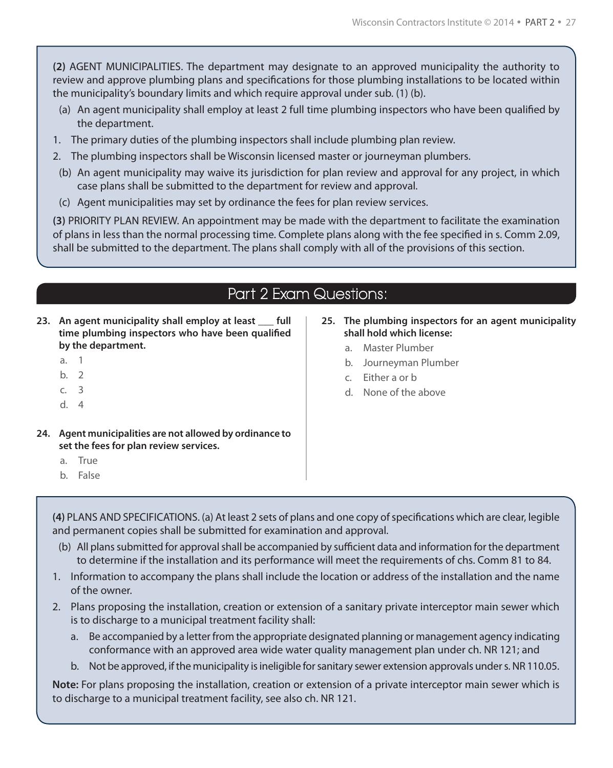**(2)** AGENT MUNICIPALITIES. The department may designate to an approved municipality the authority to review and approve plumbing plans and specifications for those plumbing installations to be located within the municipality's boundary limits and which require approval under sub. (1) (b).

(a) An agent municipality shall employ at least 2 full time plumbing inspectors who have been qualified by the department.

1. The primary duties of the plumbing inspectors shall include plumbing plan review.
2. The plumbing inspectors shall be Wisconsin licensed master or journeyman plumbers.

(b) An agent municipality may waive its jurisdiction for plan review and approval for any project, in which case plans shall be submitted to the department for review and approval.

(c) Agent municipalities may set by ordinance the fees for plan review services.

**(3)** PRIORITY PLAN REVIEW. An appointment may be made with the department to facilitate the examination of plans in less than the normal processing time. Complete plans along with the fee specified in s. Comm 2.09, shall be submitted to the department. The plans shall comply with all of the provisions of this section.

## Part 2 Exam Questions:

**23. An agent municipality shall employ at least ___ full time plumbing inspectors who have been qualified by the department.**

a. 1
b. 2
c. 3
d. 4

**24. Agent municipalities are not allowed by ordinance to set the fees for plan review services.**

a. True
b. False

**25. The plumbing inspectors for an agent municipality shall hold which license:**

a. Master Plumber
b. Journeyman Plumber
c. Either a or b
d. None of the above

**(4)** PLANS AND SPECIFICATIONS. (a) At least 2 sets of plans and one copy of specifications which are clear, legible and permanent copies shall be submitted for examination and approval.

(b) All plans submitted for approval shall be accompanied by sufficient data and information for the department to determine if the installation and its performance will meet the requirements of chs. Comm 81 to 84.

1. Information to accompany the plans shall include the location or address of the installation and the name of the owner.
2. Plans proposing the installation, creation or extension of a sanitary private interceptor main sewer which is to discharge to a municipal treatment facility shall:
   a. Be accompanied by a letter from the appropriate designated planning or management agency indicating conformance with an approved area wide water quality management plan under ch. NR 121; and
   b. Not be approved, if the municipality is ineligible for sanitary sewer extension approvals under s. NR 110.05.

**Note:** For plans proposing the installation, creation or extension of a private interceptor main sewer which is to discharge to a municipal treatment facility, see also ch. NR 121.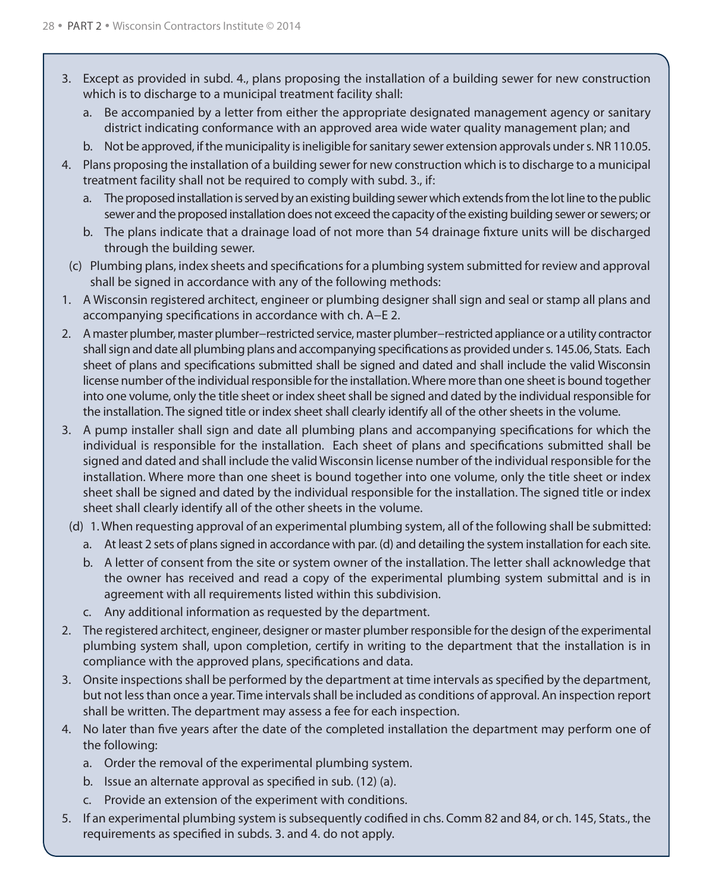3. Except as provided in subd. 4., plans proposing the installation of a building sewer for new construction which is to discharge to a municipal treatment facility shall:
   a. Be accompanied by a letter from either the appropriate designated management agency or sanitary district indicating conformance with an approved area wide water quality management plan; and
   b. Not be approved, if the municipality is ineligible for sanitary sewer extension approvals under s. NR 110.05.
4. Plans proposing the installation of a building sewer for new construction which is to discharge to a municipal treatment facility shall not be required to comply with subd. 3., if:
   a. The proposed installation is served by an existing building sewer which extends from the lot line to the public sewer and the proposed installation does not exceed the capacity of the existing building sewer or sewers; or
   b. The plans indicate that a drainage load of not more than 54 drainage fixture units will be discharged through the building sewer.

(c) Plumbing plans, index sheets and specifications for a plumbing system submitted for review and approval shall be signed in accordance with any of the following methods:

1. A Wisconsin registered architect, engineer or plumbing designer shall sign and seal or stamp all plans and accompanying specifications in accordance with ch. A–E 2.
2. A master plumber, master plumber–restricted service, master plumber–restricted appliance or a utility contractor shall sign and date all plumbing plans and accompanying specifications as provided under s. 145.06, Stats. Each sheet of plans and specifications submitted shall be signed and dated and shall include the valid Wisconsin license number of the individual responsible for the installation. Where more than one sheet is bound together into one volume, only the title sheet or index sheet shall be signed and dated by the individual responsible for the installation. The signed title or index sheet shall clearly identify all of the other sheets in the volume.
3. A pump installer shall sign and date all plumbing plans and accompanying specifications for which the individual is responsible for the installation. Each sheet of plans and specifications submitted shall be signed and dated and shall include the valid Wisconsin license number of the individual responsible for the installation. Where more than one sheet is bound together into one volume, only the title sheet or index sheet shall be signed and dated by the individual responsible for the installation. The signed title or index sheet shall clearly identify all of the other sheets in the volume.

(d) 1. When requesting approval of an experimental plumbing system, all of the following shall be submitted:
   a. At least 2 sets of plans signed in accordance with par. (d) and detailing the system installation for each site.
   b. A letter of consent from the site or system owner of the installation. The letter shall acknowledge that the owner has received and read a copy of the experimental plumbing system submittal and is in agreement with all requirements listed within this subdivision.
   c. Any additional information as requested by the department.

2. The registered architect, engineer, designer or master plumber responsible for the design of the experimental plumbing system shall, upon completion, certify in writing to the department that the installation is in compliance with the approved plans, specifications and data.
3. Onsite inspections shall be performed by the department at time intervals as specified by the department, but not less than once a year. Time intervals shall be included as conditions of approval. An inspection report shall be written. The department may assess a fee for each inspection.
4. No later than five years after the date of the completed installation the department may perform one of the following:
   a. Order the removal of the experimental plumbing system.
   b. Issue an alternate approval as specified in sub. (12) (a).
   c. Provide an extension of the experiment with conditions.
5. If an experimental plumbing system is subsequently codified in chs. Comm 82 and 84, or ch. 145, Stats., the requirements as specified in subds. 3. and 4. do not apply.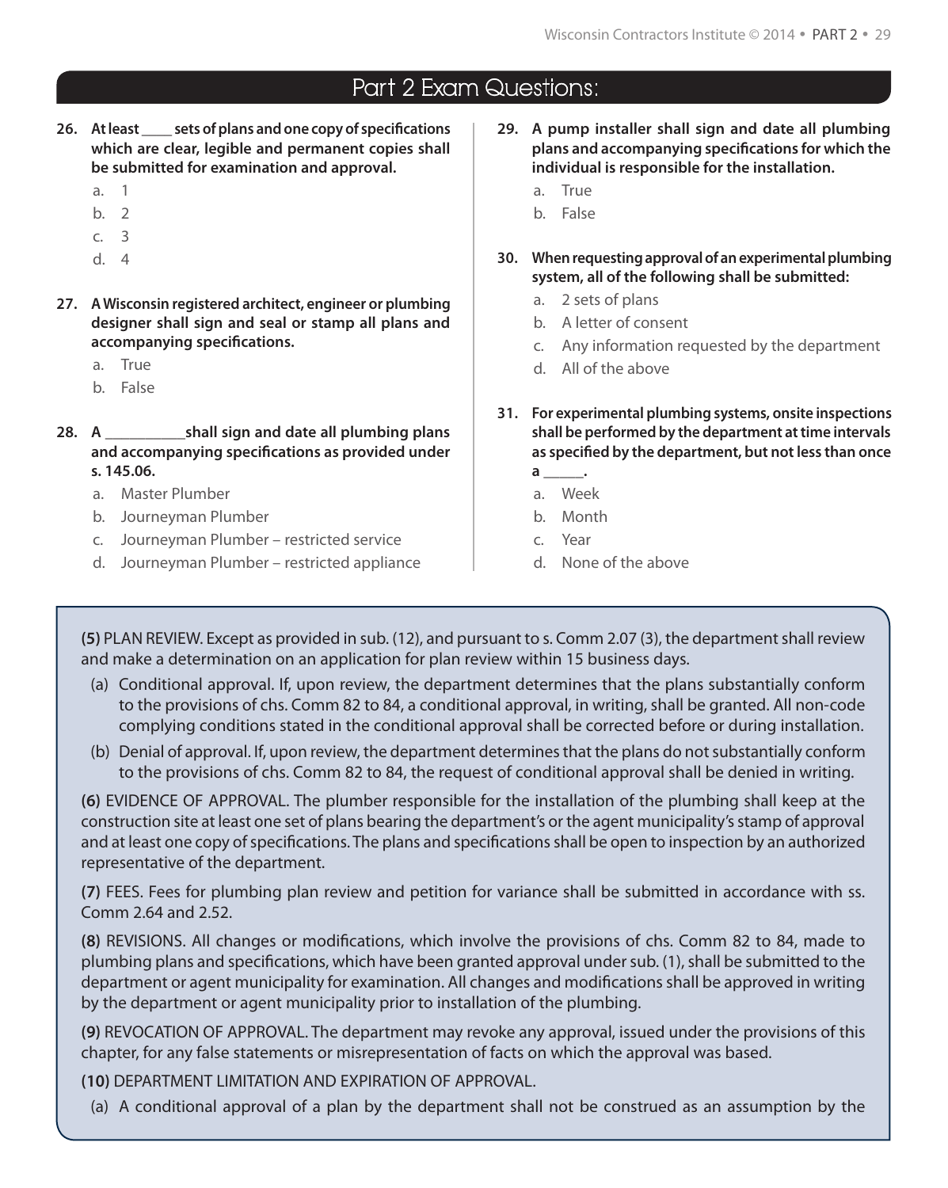## Part 2 Exam Questions:

**26. At least ____ sets of plans and one copy of specifications which are clear, legible and permanent copies shall be submitted for examination and approval.**

a. 1
b. 2
c. 3
d. 4

**27. A Wisconsin registered architect, engineer or plumbing designer shall sign and seal or stamp all plans and accompanying specifications.**

a. True
b. False

**28. A __________shall sign and date all plumbing plans and accompanying specifications as provided under s. 145.06.**

a. Master Plumber
b. Journeyman Plumber
c. Journeyman Plumber – restricted service
d. Journeyman Plumber – restricted appliance

**29. A pump installer shall sign and date all plumbing plans and accompanying specifications for which the individual is responsible for the installation.**

a. True
b. False

**30. When requesting approval of an experimental plumbing system, all of the following shall be submitted:**

a. 2 sets of plans
b. A letter of consent
c. Any information requested by the department
d. All of the above

**31. For experimental plumbing systems, onsite inspections shall be performed by the department at time intervals as specified by the department, but not less than once a _____.**

a. Week
b. Month
c. Year
d. None of the above

---

**(5)** PLAN REVIEW. Except as provided in sub. (12), and pursuant to s. Comm 2.07 (3), the department shall review and make a determination on an application for plan review within 15 business days.

(a) Conditional approval. If, upon review, the department determines that the plans substantially conform to the provisions of chs. Comm 82 to 84, a conditional approval, in writing, shall be granted. All non-code complying conditions stated in the conditional approval shall be corrected before or during installation.

(b) Denial of approval. If, upon review, the department determines that the plans do not substantially conform to the provisions of chs. Comm 82 to 84, the request of conditional approval shall be denied in writing.

**(6)** EVIDENCE OF APPROVAL. The plumber responsible for the installation of the plumbing shall keep at the construction site at least one set of plans bearing the department's or the agent municipality's stamp of approval and at least one copy of specifications. The plans and specifications shall be open to inspection by an authorized representative of the department.

**(7)** FEES. Fees for plumbing plan review and petition for variance shall be submitted in accordance with ss. Comm 2.64 and 2.52.

**(8)** REVISIONS. All changes or modifications, which involve the provisions of chs. Comm 82 to 84, made to plumbing plans and specifications, which have been granted approval under sub. (1), shall be submitted to the department or agent municipality for examination. All changes and modifications shall be approved in writing by the department or agent municipality prior to installation of the plumbing.

**(9)** REVOCATION OF APPROVAL. The department may revoke any approval, issued under the provisions of this chapter, for any false statements or misrepresentation of facts on which the approval was based.

**(10)** DEPARTMENT LIMITATION AND EXPIRATION OF APPROVAL.

(a) A conditional approval of a plan by the department shall not be construed as an assumption by the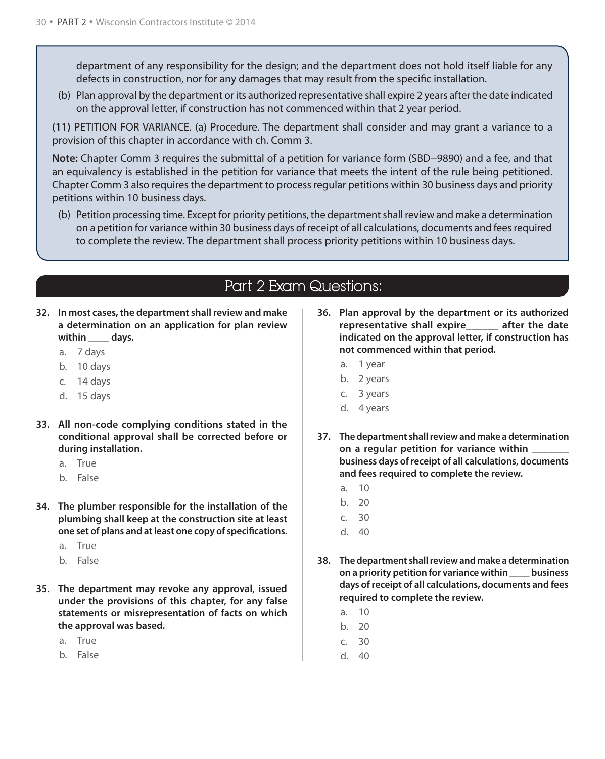department of any responsibility for the design; and the department does not hold itself liable for any defects in construction, nor for any damages that may result from the specific installation.

(b) Plan approval by the department or its authorized representative shall expire 2 years after the date indicated on the approval letter, if construction has not commenced within that 2 year period.

**(11)** PETITION FOR VARIANCE. (a) Procedure. The department shall consider and may grant a variance to a provision of this chapter in accordance with ch. Comm 3.

**Note:** Chapter Comm 3 requires the submittal of a petition for variance form (SBD−9890) and a fee, and that an equivalency is established in the petition for variance that meets the intent of the rule being petitioned. Chapter Comm 3 also requires the department to process regular petitions within 30 business days and priority petitions within 10 business days.

(b) Petition processing time. Except for priority petitions, the department shall review and make a determination on a petition for variance within 30 business days of receipt of all calculations, documents and fees required to complete the review. The department shall process priority petitions within 10 business days.

## Part 2 Exam Questions:

**32. In most cases, the department shall review and make a determination on an application for plan review within ____ days.**

a. 7 days
b. 10 days
c. 14 days
d. 15 days

**33. All non-code complying conditions stated in the conditional approval shall be corrected before or during installation.**

a. True
b. False

**34. The plumber responsible for the installation of the plumbing shall keep at the construction site at least one set of plans and at least one copy of specifications.**

a. True
b. False

**35. The department may revoke any approval, issued under the provisions of this chapter, for any false statements or misrepresentation of facts on which the approval was based.**

a. True
b. False

**36. Plan approval by the department or its authorized representative shall expire______ after the date indicated on the approval letter, if construction has not commenced within that period.**

a. 1 year
b. 2 years
c. 3 years
d. 4 years

**37. The department shall review and make a determination on a regular petition for variance within _______ business days of receipt of all calculations, documents and fees required to complete the review.**

a. 10
b. 20
c. 30
d. 40

**38. The department shall review and make a determination on a priority petition for variance within ____ business days of receipt of all calculations, documents and fees required to complete the review.**

a. 10
b. 20
c. 30
d. 40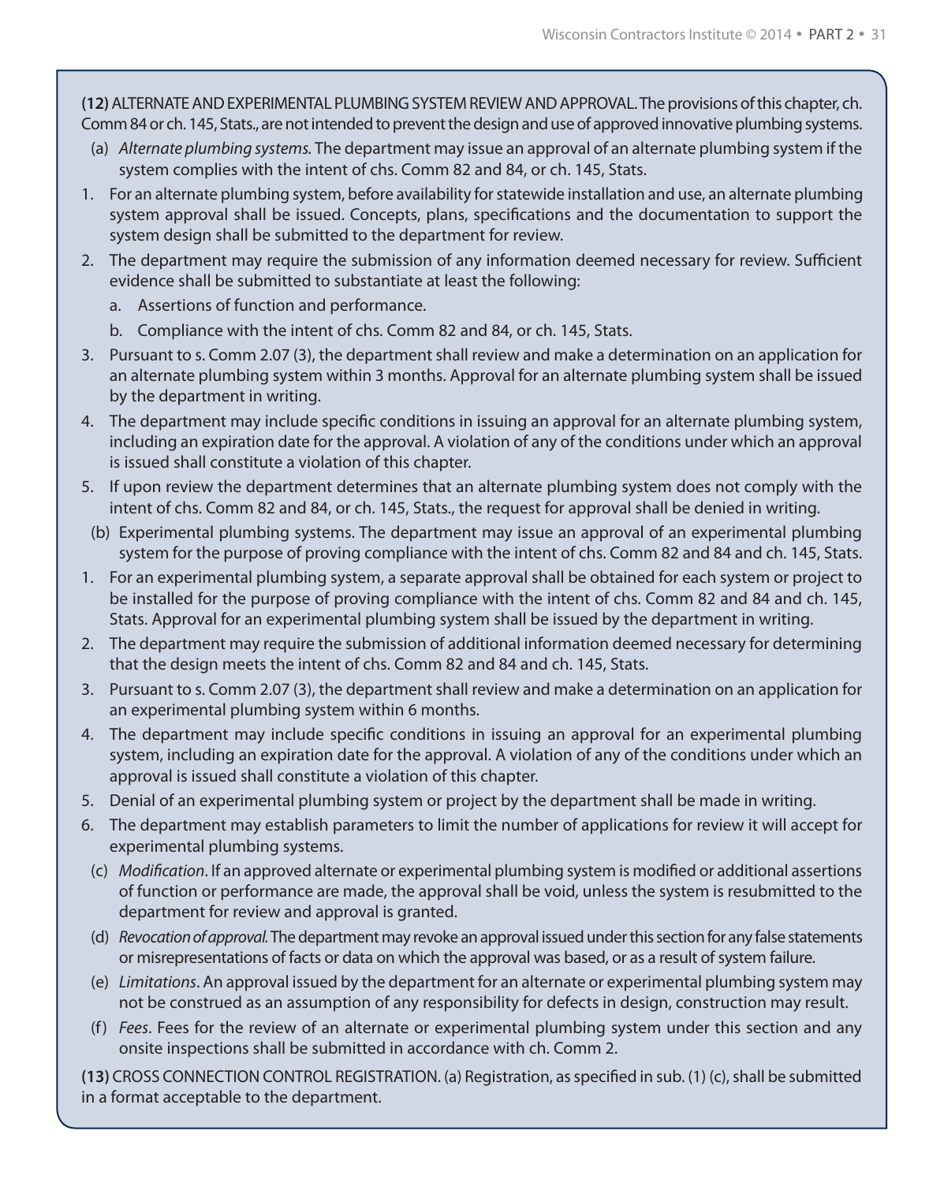**(12)** ALTERNATE AND EXPERIMENTAL PLUMBING SYSTEM REVIEW AND APPROVAL. The provisions of this chapter, ch. Comm 84 or ch. 145, Stats., are not intended to prevent the design and use of approved innovative plumbing systems.

(a) *Alternate plumbing systems.* The department may issue an approval of an alternate plumbing system if the system complies with the intent of chs. Comm 82 and 84, or ch. 145, Stats.

1. For an alternate plumbing system, before availability for statewide installation and use, an alternate plumbing system approval shall be issued. Concepts, plans, specifications and the documentation to support the system design shall be submitted to the department for review.
2. The department may require the submission of any information deemed necessary for review. Sufficient evidence shall be submitted to substantiate at least the following:
   a. Assertions of function and performance.
   b. Compliance with the intent of chs. Comm 82 and 84, or ch. 145, Stats.
3. Pursuant to s. Comm 2.07 (3), the department shall review and make a determination on an application for an alternate plumbing system within 3 months. Approval for an alternate plumbing system shall be issued by the department in writing.
4. The department may include specific conditions in issuing an approval for an alternate plumbing system, including an expiration date for the approval. A violation of any of the conditions under which an approval is issued shall constitute a violation of this chapter.
5. If upon review the department determines that an alternate plumbing system does not comply with the intent of chs. Comm 82 and 84, or ch. 145, Stats., the request for approval shall be denied in writing.

(b) Experimental plumbing systems. The department may issue an approval of an experimental plumbing system for the purpose of proving compliance with the intent of chs. Comm 82 and 84 and ch. 145, Stats.

1. For an experimental plumbing system, a separate approval shall be obtained for each system or project to be installed for the purpose of proving compliance with the intent of chs. Comm 82 and 84 and ch. 145, Stats. Approval for an experimental plumbing system shall be issued by the department in writing.
2. The department may require the submission of additional information deemed necessary for determining that the design meets the intent of chs. Comm 82 and 84 and ch. 145, Stats.
3. Pursuant to s. Comm 2.07 (3), the department shall review and make a determination on an application for an experimental plumbing system within 6 months.
4. The department may include specific conditions in issuing an approval for an experimental plumbing system, including an expiration date for the approval. A violation of any of the conditions under which an approval is issued shall constitute a violation of this chapter.
5. Denial of an experimental plumbing system or project by the department shall be made in writing.
6. The department may establish parameters to limit the number of applications for review it will accept for experimental plumbing systems.

(c) *Modification*. If an approved alternate or experimental plumbing system is modified or additional assertions of function or performance are made, the approval shall be void, unless the system is resubmitted to the department for review and approval is granted.

(d) *Revocation of approval.* The department may revoke an approval issued under this section for any false statements or misrepresentations of facts or data on which the approval was based, or as a result of system failure.

(e) *Limitations*. An approval issued by the department for an alternate or experimental plumbing system may not be construed as an assumption of any responsibility for defects in design, construction may result.

(f) *Fees*. Fees for the review of an alternate or experimental plumbing system under this section and any onsite inspections shall be submitted in accordance with ch. Comm 2.

**(13)** CROSS CONNECTION CONTROL REGISTRATION. (a) Registration, as specified in sub. (1) (c), shall be submitted in a format acceptable to the department.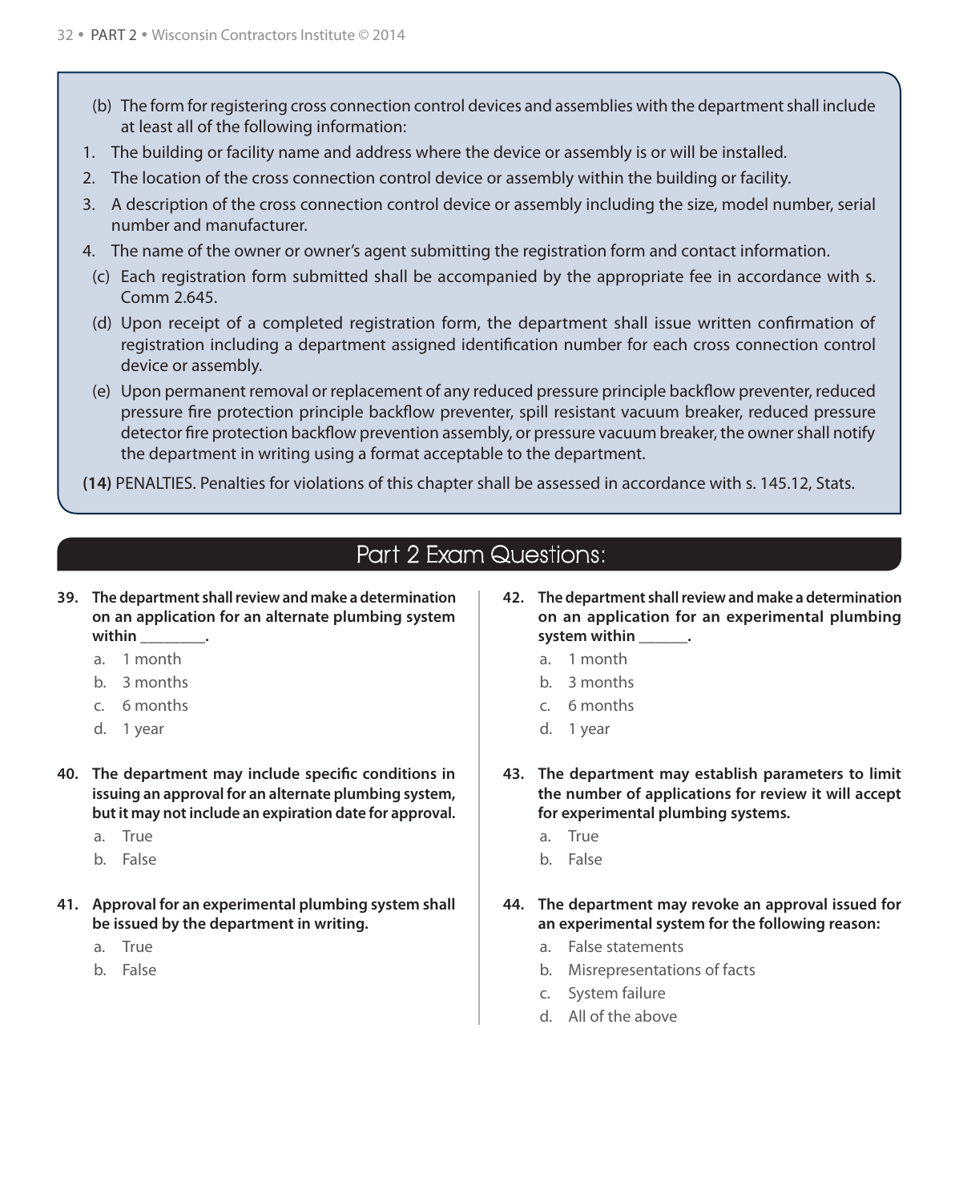(b) The form for registering cross connection control devices and assemblies with the department shall include at least all of the following information:

1. The building or facility name and address where the device or assembly is or will be installed.
2. The location of the cross connection control device or assembly within the building or facility.
3. A description of the cross connection control device or assembly including the size, model number, serial number and manufacturer.
4. The name of the owner or owner's agent submitting the registration form and contact information.

(c) Each registration form submitted shall be accompanied by the appropriate fee in accordance with s. Comm 2.645.

(d) Upon receipt of a completed registration form, the department shall issue written confirmation of registration including a department assigned identification number for each cross connection control device or assembly.

(e) Upon permanent removal or replacement of any reduced pressure principle backflow preventer, reduced pressure fire protection principle backflow preventer, spill resistant vacuum breaker, reduced pressure detector fire protection backflow prevention assembly, or pressure vacuum breaker, the owner shall notify the department in writing using a format acceptable to the department.

**(14)** PENALTIES. Penalties for violations of this chapter shall be assessed in accordance with s. 145.12, Stats.

## Part 2 Exam Questions:

**39. The department shall review and make a determination on an application for an alternate plumbing system within ________.**

a. 1 month
b. 3 months
c. 6 months
d. 1 year

**40. The department may include specific conditions in issuing an approval for an alternate plumbing system, but it may not include an expiration date for approval.**

a. True
b. False

**41. Approval for an experimental plumbing system shall be issued by the department in writing.**

a. True
b. False

**42. The department shall review and make a determination on an application for an experimental plumbing system within ______.**

a. 1 month
b. 3 months
c. 6 months
d. 1 year

**43. The department may establish parameters to limit the number of applications for review it will accept for experimental plumbing systems.**

a. True
b. False

**44. The department may revoke an approval issued for an experimental system for the following reason:**

a. False statements
b. Misrepresentations of facts
c. System failure
d. All of the above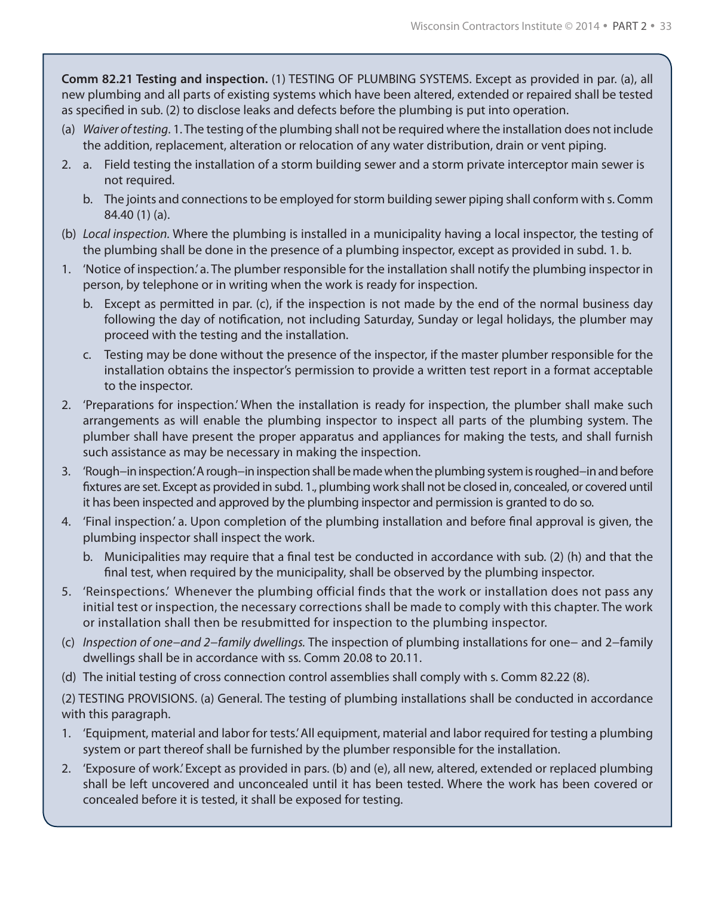**Comm 82.21 Testing and inspection.** (1) TESTING OF PLUMBING SYSTEMS. Except as provided in par. (a), all new plumbing and all parts of existing systems which have been altered, extended or repaired shall be tested as specified in sub. (2) to disclose leaks and defects before the plumbing is put into operation.

(a) *Waiver of testing*. 1. The testing of the plumbing shall not be required where the installation does not include the addition, replacement, alteration or relocation of any water distribution, drain or vent piping.

2. a. Field testing the installation of a storm building sewer and a storm private interceptor main sewer is not required.

   b. The joints and connections to be employed for storm building sewer piping shall conform with s. Comm 84.40 (1) (a).

(b) *Local inspection.* Where the plumbing is installed in a municipality having a local inspector, the testing of the plumbing shall be done in the presence of a plumbing inspector, except as provided in subd. 1. b.

1. 'Notice of inspection.' a. The plumber responsible for the installation shall notify the plumbing inspector in person, by telephone or in writing when the work is ready for inspection.

   b. Except as permitted in par. (c), if the inspection is not made by the end of the normal business day following the day of notification, not including Saturday, Sunday or legal holidays, the plumber may proceed with the testing and the installation.

   c. Testing may be done without the presence of the inspector, if the master plumber responsible for the installation obtains the inspector's permission to provide a written test report in a format acceptable to the inspector.

2. 'Preparations for inspection.' When the installation is ready for inspection, the plumber shall make such arrangements as will enable the plumbing inspector to inspect all parts of the plumbing system. The plumber shall have present the proper apparatus and appliances for making the tests, and shall furnish such assistance as may be necessary in making the inspection.

3. 'Rough–in inspection.' A rough–in inspection shall be made when the plumbing system is roughed–in and before fixtures are set. Except as provided in subd. 1., plumbing work shall not be closed in, concealed, or covered until it has been inspected and approved by the plumbing inspector and permission is granted to do so.

4. 'Final inspection.' a. Upon completion of the plumbing installation and before final approval is given, the plumbing inspector shall inspect the work.

   b. Municipalities may require that a final test be conducted in accordance with sub. (2) (h) and that the final test, when required by the municipality, shall be observed by the plumbing inspector.

5. 'Reinspections.' Whenever the plumbing official finds that the work or installation does not pass any initial test or inspection, the necessary corrections shall be made to comply with this chapter. The work or installation shall then be resubmitted for inspection to the plumbing inspector.

(c) *Inspection of one–and 2–family dwellings.* The inspection of plumbing installations for one– and 2–family dwellings shall be in accordance with ss. Comm 20.08 to 20.11.

(d) The initial testing of cross connection control assemblies shall comply with s. Comm 82.22 (8).

(2) TESTING PROVISIONS. (a) General. The testing of plumbing installations shall be conducted in accordance with this paragraph.

1. 'Equipment, material and labor for tests.' All equipment, material and labor required for testing a plumbing system or part thereof shall be furnished by the plumber responsible for the installation.

2. 'Exposure of work.' Except as provided in pars. (b) and (e), all new, altered, extended or replaced plumbing shall be left uncovered and unconcealed until it has been tested. Where the work has been covered or concealed before it is tested, it shall be exposed for testing.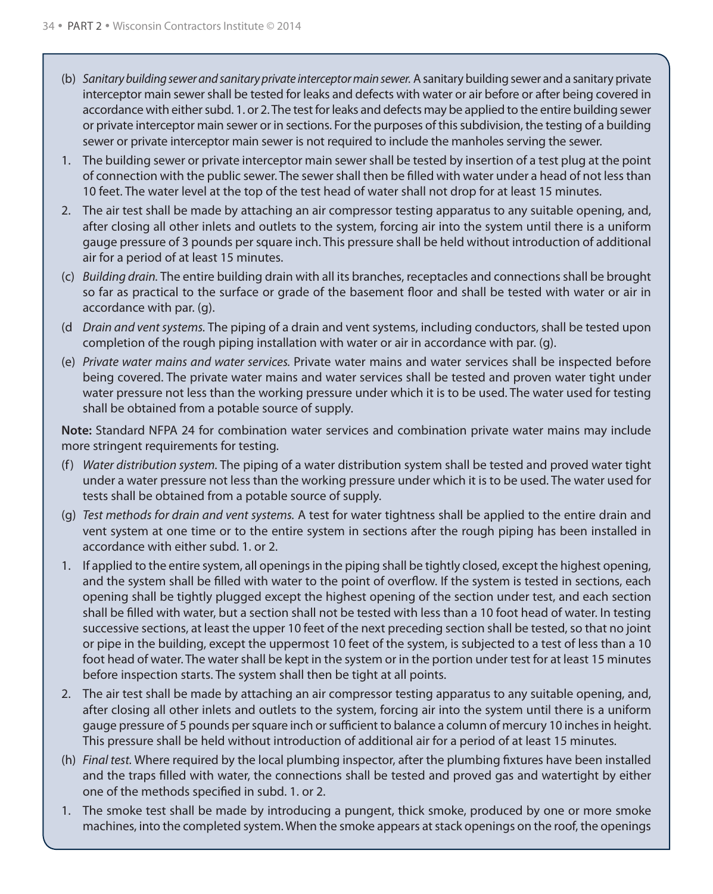(b) *Sanitary building sewer and sanitary private interceptor main sewer.* A sanitary building sewer and a sanitary private interceptor main sewer shall be tested for leaks and defects with water or air before or after being covered in accordance with either subd. 1. or 2. The test for leaks and defects may be applied to the entire building sewer or private interceptor main sewer or in sections. For the purposes of this subdivision, the testing of a building sewer or private interceptor main sewer is not required to include the manholes serving the sewer.

1. The building sewer or private interceptor main sewer shall be tested by insertion of a test plug at the point of connection with the public sewer. The sewer shall then be filled with water under a head of not less than 10 feet. The water level at the top of the test head of water shall not drop for at least 15 minutes.

2. The air test shall be made by attaching an air compressor testing apparatus to any suitable opening, and, after closing all other inlets and outlets to the system, forcing air into the system until there is a uniform gauge pressure of 3 pounds per square inch. This pressure shall be held without introduction of additional air for a period of at least 15 minutes.

(c) *Building drain.* The entire building drain with all its branches, receptacles and connections shall be brought so far as practical to the surface or grade of the basement floor and shall be tested with water or air in accordance with par. (g).

(d *Drain and vent systems.* The piping of a drain and vent systems, including conductors, shall be tested upon completion of the rough piping installation with water or air in accordance with par. (g).

(e) *Private water mains and water services.* Private water mains and water services shall be inspected before being covered. The private water mains and water services shall be tested and proven water tight under water pressure not less than the working pressure under which it is to be used. The water used for testing shall be obtained from a potable source of supply.

**Note:** Standard NFPA 24 for combination water services and combination private water mains may include more stringent requirements for testing.

(f) *Water distribution system.* The piping of a water distribution system shall be tested and proved water tight under a water pressure not less than the working pressure under which it is to be used. The water used for tests shall be obtained from a potable source of supply.

(g) *Test methods for drain and vent systems.* A test for water tightness shall be applied to the entire drain and vent system at one time or to the entire system in sections after the rough piping has been installed in accordance with either subd. 1. or 2.

1. If applied to the entire system, all openings in the piping shall be tightly closed, except the highest opening, and the system shall be filled with water to the point of overflow. If the system is tested in sections, each opening shall be tightly plugged except the highest opening of the section under test, and each section shall be filled with water, but a section shall not be tested with less than a 10 foot head of water. In testing successive sections, at least the upper 10 feet of the next preceding section shall be tested, so that no joint or pipe in the building, except the uppermost 10 feet of the system, is subjected to a test of less than a 10 foot head of water. The water shall be kept in the system or in the portion under test for at least 15 minutes before inspection starts. The system shall then be tight at all points.

2. The air test shall be made by attaching an air compressor testing apparatus to any suitable opening, and, after closing all other inlets and outlets to the system, forcing air into the system until there is a uniform gauge pressure of 5 pounds per square inch or sufficient to balance a column of mercury 10 inches in height. This pressure shall be held without introduction of additional air for a period of at least 15 minutes.

(h) *Final test.* Where required by the local plumbing inspector, after the plumbing fixtures have been installed and the traps filled with water, the connections shall be tested and proved gas and watertight by either one of the methods specified in subd. 1. or 2.

1. The smoke test shall be made by introducing a pungent, thick smoke, produced by one or more smoke machines, into the completed system. When the smoke appears at stack openings on the roof, the openings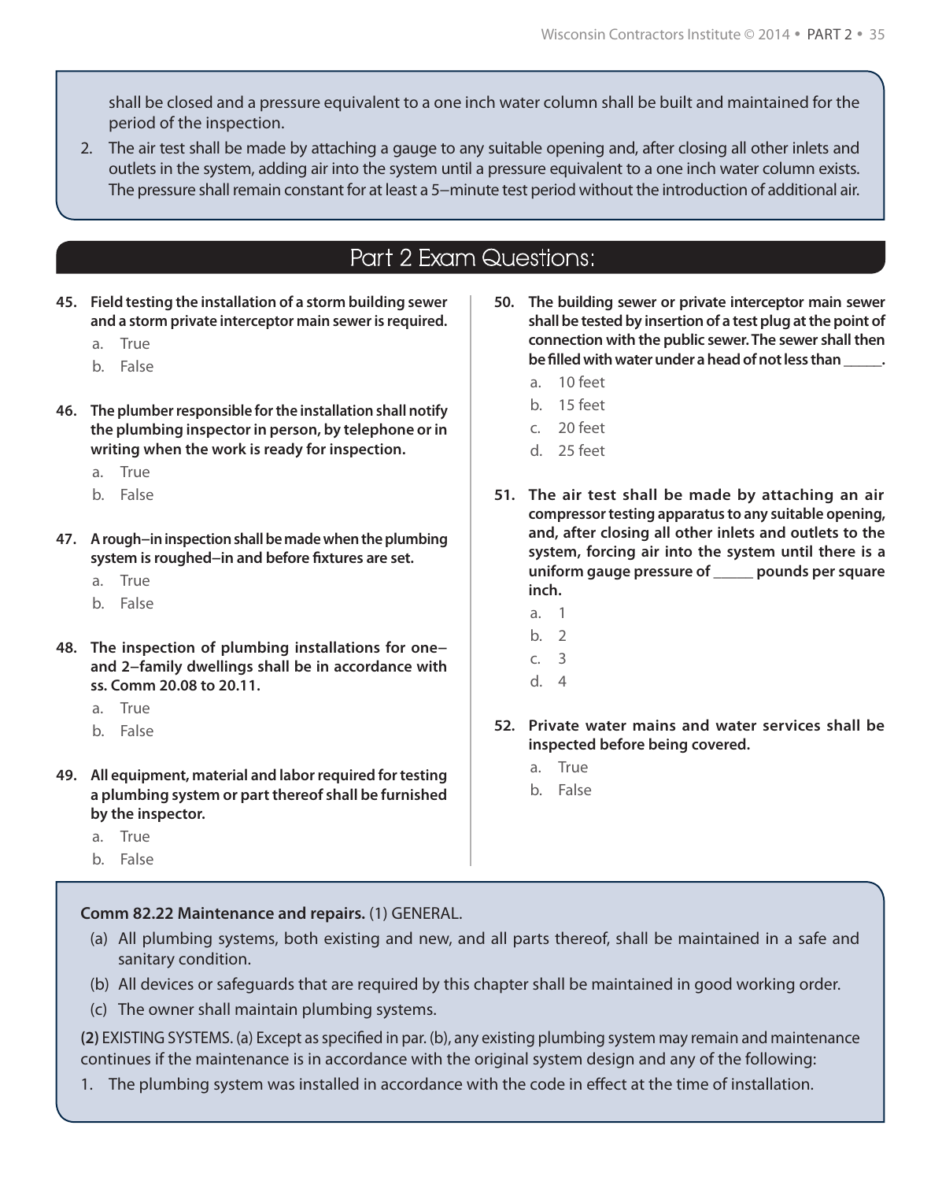shall be closed and a pressure equivalent to a one inch water column shall be built and maintained for the period of the inspection.

2. The air test shall be made by attaching a gauge to any suitable opening and, after closing all other inlets and outlets in the system, adding air into the system until a pressure equivalent to a one inch water column exists. The pressure shall remain constant for at least a 5–minute test period without the introduction of additional air.

## Part 2 Exam Questions:

**45. Field testing the installation of a storm building sewer and a storm private interceptor main sewer is required.**

a. True
b. False

**46. The plumber responsible for the installation shall notify the plumbing inspector in person, by telephone or in writing when the work is ready for inspection.**

a. True
b. False

**47. A rough–in inspection shall be made when the plumbing system is roughed–in and before fixtures are set.**

a. True
b. False

**48. The inspection of plumbing installations for one– and 2–family dwellings shall be in accordance with ss. Comm 20.08 to 20.11.**

a. True
b. False

**49. All equipment, material and labor required for testing a plumbing system or part thereof shall be furnished by the inspector.**

a. True
b. False

**50. The building sewer or private interceptor main sewer shall be tested by insertion of a test plug at the point of connection with the public sewer. The sewer shall then be filled with water under a head of not less than _____.**

a. 10 feet
b. 15 feet
c. 20 feet
d. 25 feet

**51. The air test shall be made by attaching an air compressor testing apparatus to any suitable opening, and, after closing all other inlets and outlets to the system, forcing air into the system until there is a uniform gauge pressure of _____ pounds per square inch.**

a. 1
b. 2
c. 3
d. 4

**52. Private water mains and water services shall be inspected before being covered.**

a. True
b. False

**Comm 82.22 Maintenance and repairs.** (1) GENERAL.

(a) All plumbing systems, both existing and new, and all parts thereof, shall be maintained in a safe and sanitary condition.

(b) All devices or safeguards that are required by this chapter shall be maintained in good working order.

(c) The owner shall maintain plumbing systems.

**(2)** EXISTING SYSTEMS. (a) Except as specified in par. (b), any existing plumbing system may remain and maintenance continues if the maintenance is in accordance with the original system design and any of the following:

1. The plumbing system was installed in accordance with the code in effect at the time of installation.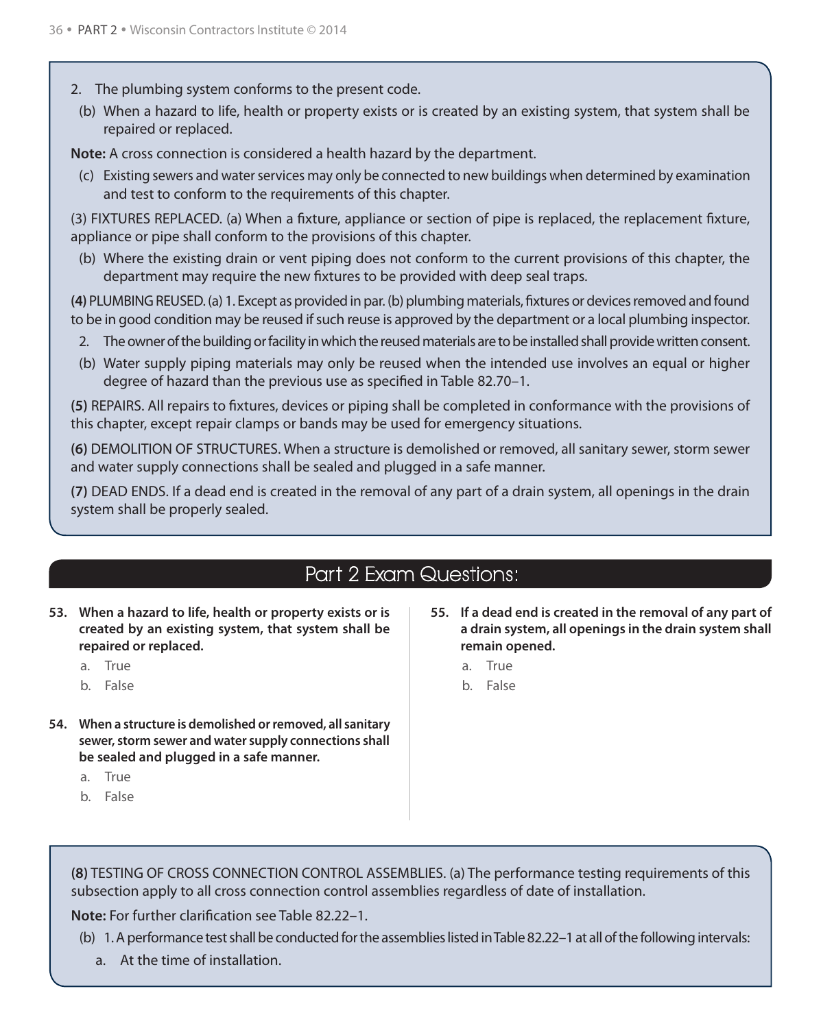2. The plumbing system conforms to the present code.

(b) When a hazard to life, health or property exists or is created by an existing system, that system shall be repaired or replaced.

**Note:** A cross connection is considered a health hazard by the department.

(c) Existing sewers and water services may only be connected to new buildings when determined by examination and test to conform to the requirements of this chapter.

(3) FIXTURES REPLACED. (a) When a fixture, appliance or section of pipe is replaced, the replacement fixture, appliance or pipe shall conform to the provisions of this chapter.

(b) Where the existing drain or vent piping does not conform to the current provisions of this chapter, the department may require the new fixtures to be provided with deep seal traps.

**(4)** PLUMBING REUSED. (a) 1. Except as provided in par. (b) plumbing materials, fixtures or devices removed and found to be in good condition may be reused if such reuse is approved by the department or a local plumbing inspector.

2. The owner of the building or facility in which the reused materials are to be installed shall provide written consent.

(b) Water supply piping materials may only be reused when the intended use involves an equal or higher degree of hazard than the previous use as specified in Table 82.70–1.

**(5)** REPAIRS. All repairs to fixtures, devices or piping shall be completed in conformance with the provisions of this chapter, except repair clamps or bands may be used for emergency situations.

**(6)** DEMOLITION OF STRUCTURES. When a structure is demolished or removed, all sanitary sewer, storm sewer and water supply connections shall be sealed and plugged in a safe manner.

**(7)** DEAD ENDS. If a dead end is created in the removal of any part of a drain system, all openings in the drain system shall be properly sealed.

## Part 2 Exam Questions:

**53. When a hazard to life, health or property exists or is created by an existing system, that system shall be repaired or replaced.**

a. True

b. False

**54. When a structure is demolished or removed, all sanitary sewer, storm sewer and water supply connections shall be sealed and plugged in a safe manner.**

a. True

b. False

**55. If a dead end is created in the removal of any part of a drain system, all openings in the drain system shall remain opened.**

a. True

b. False

**(8)** TESTING OF CROSS CONNECTION CONTROL ASSEMBLIES. (a) The performance testing requirements of this subsection apply to all cross connection control assemblies regardless of date of installation.

**Note:** For further clarification see Table 82.22–1.

(b) 1. A performance test shall be conducted for the assemblies listed in Table 82.22–1 at all of the following intervals:

a. At the time of installation.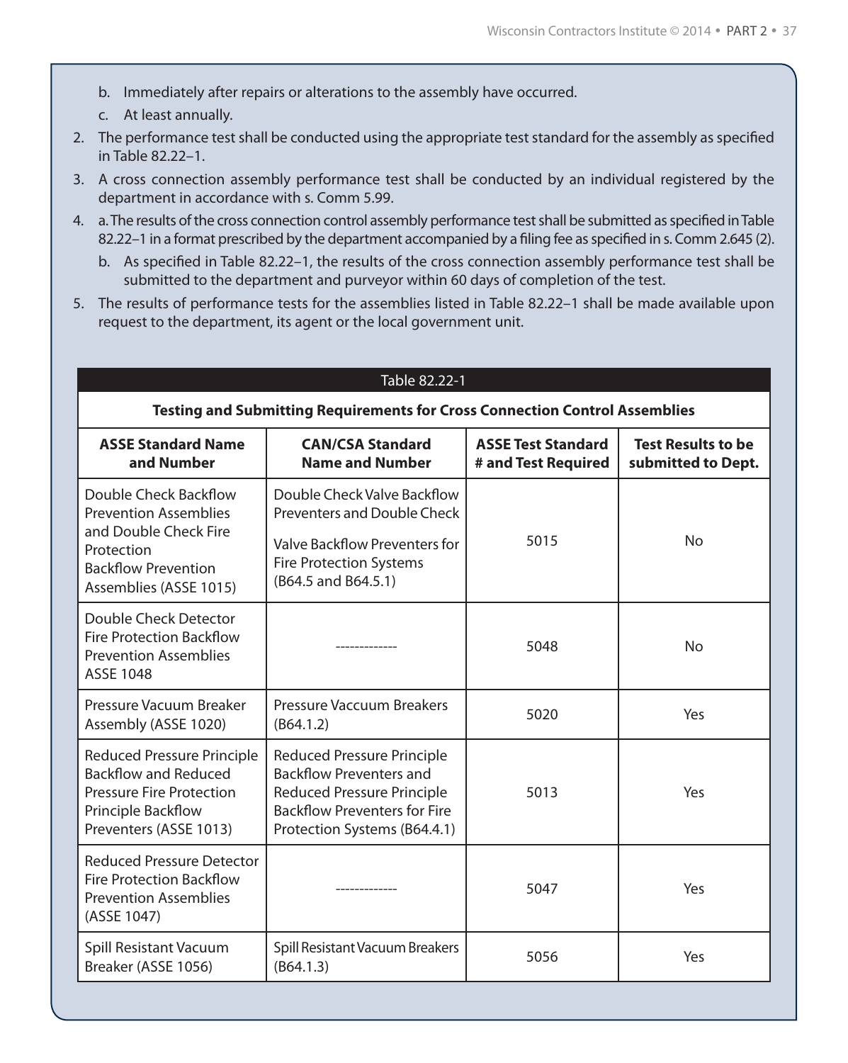b. Immediately after repairs or alterations to the assembly have occurred.
   c. At least annually.
2. The performance test shall be conducted using the appropriate test standard for the assembly as specified in Table 82.22–1.
3. A cross connection assembly performance test shall be conducted by an individual registered by the department in accordance with s. Comm 5.99.
4. a. The results of the cross connection control assembly performance test shall be submitted as specified in Table 82.22–1 in a format prescribed by the department accompanied by a filing fee as specified in s. Comm 2.645 (2).
   b. As specified in Table 82.22–1, the results of the cross connection assembly performance test shall be submitted to the department and purveyor within 60 days of completion of the test.
5. The results of performance tests for the assemblies listed in Table 82.22–1 shall be made available upon request to the department, its agent or the local government unit.

**Table 82.22-1**

**Testing and Submitting Requirements for Cross Connection Control Assemblies**

| ASSE Standard Name and Number | CAN/CSA Standard Name and Number | ASSE Test Standard # and Test Required | Test Results to be submitted to Dept. |
|---|---|---|---|
| Double Check Backflow Prevention Assemblies and Double Check Fire Protection Backflow Prevention Assemblies (ASSE 1015) | Double Check Valve Backflow Preventers and Double Check Valve Backflow Preventers for Fire Protection Systems (B64.5 and B64.5.1) | 5015 | No |
| Double Check Detector Fire Protection Backflow Prevention Assemblies ASSE 1048 | ------------- | 5048 | No |
| Pressure Vacuum Breaker Assembly (ASSE 1020) | Pressure Vaccuum Breakers (B64.1.2) | 5020 | Yes |
| Reduced Pressure Principle Backflow and Reduced Pressure Fire Protection Principle Backflow Preventers (ASSE 1013) | Reduced Pressure Principle Backflow Preventers and Reduced Pressure Principle Backflow Preventers for Fire Protection Systems (B64.4.1) | 5013 | Yes |
| Reduced Pressure Detector Fire Protection Backflow Prevention Assemblies (ASSE 1047) | ------------- | 5047 | Yes |
| Spill Resistant Vacuum Breaker (ASSE 1056) | Spill Resistant Vacuum Breakers (B64.1.3) | 5056 | Yes |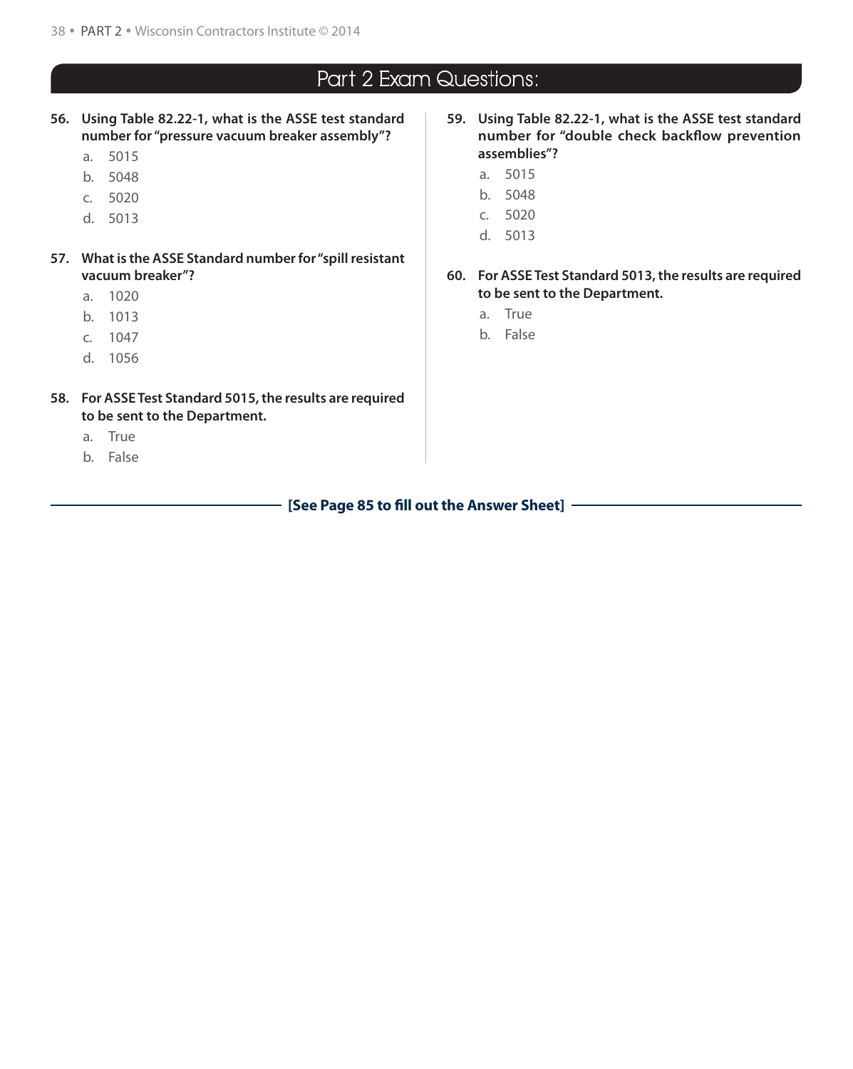## Part 2 Exam Questions:

**56. Using Table 82.22-1, what is the ASSE test standard number for "pressure vacuum breaker assembly"?**

a. 5015
b. 5048
c. 5020
d. 5013

**57. What is the ASSE Standard number for "spill resistant vacuum breaker"?**

a. 1020
b. 1013
c. 1047
d. 1056

**58. For ASSE Test Standard 5015, the results are required to be sent to the Department.**

a. True
b. False

**59. Using Table 82.22-1, what is the ASSE test standard number for "double check backflow prevention assemblies"?**

a. 5015
b. 5048
c. 5020
d. 5013

**60. For ASSE Test Standard 5013, the results are required to be sent to the Department.**

a. True
b. False

**[See Page 85 to fill out the Answer Sheet]**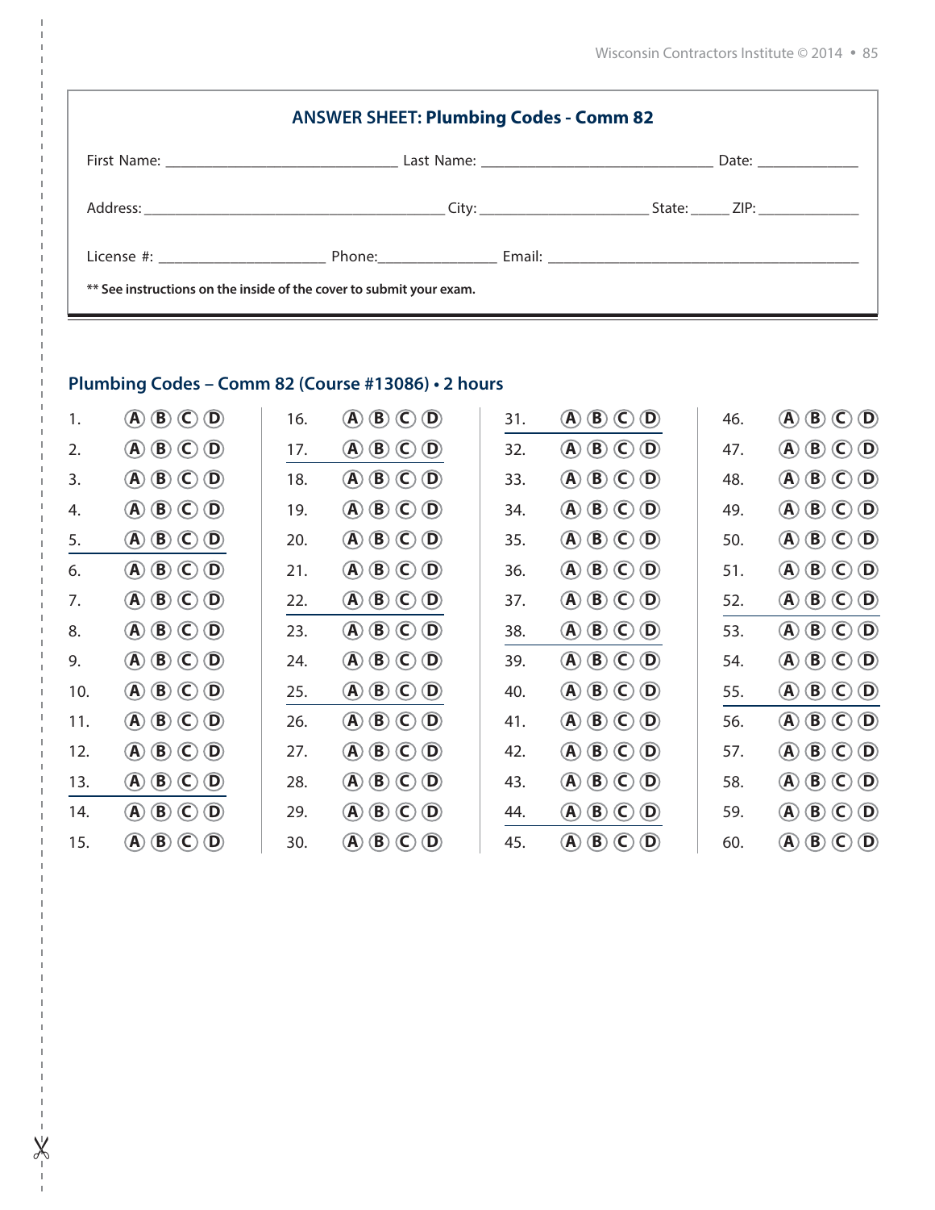## ANSWER SHEET: **Plumbing Codes - Comm 82**

First Name: ______________________ Last Name: ______________________ Date: __________

Address: ______________________________ City: ________________ State: _____ ZIP: __________

License #: ________________ Phone: ____________ Email: ______________________________

**** See instructions on the inside of the cover to submit your exam.**

### Plumbing Codes – Comm 82 (Course #13086) • 2 hours

| | | | |
|---|---|---|---|
| 1. Ⓐ Ⓑ Ⓒ Ⓓ | 16. Ⓐ Ⓑ Ⓒ Ⓓ | 31. Ⓐ Ⓑ Ⓒ Ⓓ | 46. Ⓐ Ⓑ Ⓒ Ⓓ |
| 2. Ⓐ Ⓑ Ⓒ Ⓓ | 17. Ⓐ Ⓑ Ⓒ Ⓓ | 32. Ⓐ Ⓑ Ⓒ Ⓓ | 47. Ⓐ Ⓑ Ⓒ Ⓓ |
| 3. Ⓐ Ⓑ Ⓒ Ⓓ | 18. Ⓐ Ⓑ Ⓒ Ⓓ | 33. Ⓐ Ⓑ Ⓒ Ⓓ | 48. Ⓐ Ⓑ Ⓒ Ⓓ |
| 4. Ⓐ Ⓑ Ⓒ Ⓓ | 19. Ⓐ Ⓑ Ⓒ Ⓓ | 34. Ⓐ Ⓑ Ⓒ Ⓓ | 49. Ⓐ Ⓑ Ⓒ Ⓓ |
| 5. Ⓐ Ⓑ Ⓒ Ⓓ | 20. Ⓐ Ⓑ Ⓒ Ⓓ | 35. Ⓐ Ⓑ Ⓒ Ⓓ | 50. Ⓐ Ⓑ Ⓒ Ⓓ |
| 6. Ⓐ Ⓑ Ⓒ Ⓓ | 21. Ⓐ Ⓑ Ⓒ Ⓓ | 36. Ⓐ Ⓑ Ⓒ Ⓓ | 51. Ⓐ Ⓑ Ⓒ Ⓓ |
| 7. Ⓐ Ⓑ Ⓒ Ⓓ | 22. Ⓐ Ⓑ Ⓒ Ⓓ | 37. Ⓐ Ⓑ Ⓒ Ⓓ | 52. Ⓐ Ⓑ Ⓒ Ⓓ |
| 8. Ⓐ Ⓑ Ⓒ Ⓓ | 23. Ⓐ Ⓑ Ⓒ Ⓓ | 38. Ⓐ Ⓑ Ⓒ Ⓓ | 53. Ⓐ Ⓑ Ⓒ Ⓓ |
| 9. Ⓐ Ⓑ Ⓒ Ⓓ | 24. Ⓐ Ⓑ Ⓒ Ⓓ | 39. Ⓐ Ⓑ Ⓒ Ⓓ | 54. Ⓐ Ⓑ Ⓒ Ⓓ |
| 10. Ⓐ Ⓑ Ⓒ Ⓓ | 25. Ⓐ Ⓑ Ⓒ Ⓓ | 40. Ⓐ Ⓑ Ⓒ Ⓓ | 55. Ⓐ Ⓑ Ⓒ Ⓓ |
| 11. Ⓐ Ⓑ Ⓒ Ⓓ | 26. Ⓐ Ⓑ Ⓒ Ⓓ | 41. Ⓐ Ⓑ Ⓒ Ⓓ | 56. Ⓐ Ⓑ Ⓒ Ⓓ |
| 12. Ⓐ Ⓑ Ⓒ Ⓓ | 27. Ⓐ Ⓑ Ⓒ Ⓓ | 42. Ⓐ Ⓑ Ⓒ Ⓓ | 57. Ⓐ Ⓑ Ⓒ Ⓓ |
| 13. Ⓐ Ⓑ Ⓒ Ⓓ | 28. Ⓐ Ⓑ Ⓒ Ⓓ | 43. Ⓐ Ⓑ Ⓒ Ⓓ | 58. Ⓐ Ⓑ Ⓒ Ⓓ |
| 14. Ⓐ Ⓑ Ⓒ Ⓓ | 29. Ⓐ Ⓑ Ⓒ Ⓓ | 44. Ⓐ Ⓑ Ⓒ Ⓓ | 59. Ⓐ Ⓑ Ⓒ Ⓓ |
| 15. Ⓐ Ⓑ Ⓒ Ⓓ | 30. Ⓐ Ⓑ Ⓒ Ⓓ | 45. Ⓐ Ⓑ Ⓒ Ⓓ | 60. Ⓐ Ⓑ Ⓒ Ⓓ |